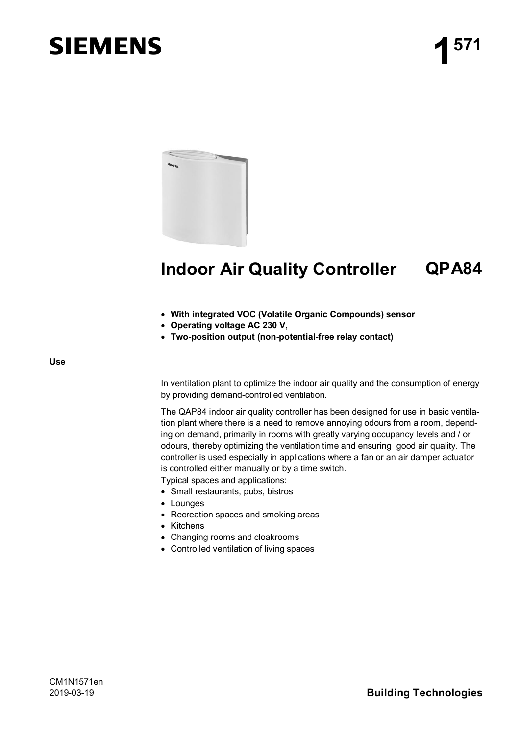# SIEMENS

**1 571**

# Indoor Air Quality Controller QPA84

- **With integrated VOC (Volatile Organic Compounds) sensor**
- **Operating voltage AC 230 V,**
- **Two-position output (non-potential-free relay contact)**

## Use

In ventilation plant to optimize the indoor air quality and the consumption of energy by providing demand-controlled ventilation.

The QAP84 indoor air quality controller has been designed for use in basic ventilation plant where there is a need to remove annoying odours from a room, depending on demand, primarily in rooms with greatly varying occupancy levels and / or odours, thereby optimizing the ventilation time and ensuring good air quality. The controller is used especially in applications where a fan or an air damper actuator is controlled either manually or by a time switch.

Typical spaces and applications:

- Small restaurants, pubs, bistros
- Lounges
- Recreation spaces and smoking areas
- Kitchens
- Changing rooms and cloakrooms
- Controlled ventilation of living spaces

CM1N1571en
2019-03-19

**Building Technologies**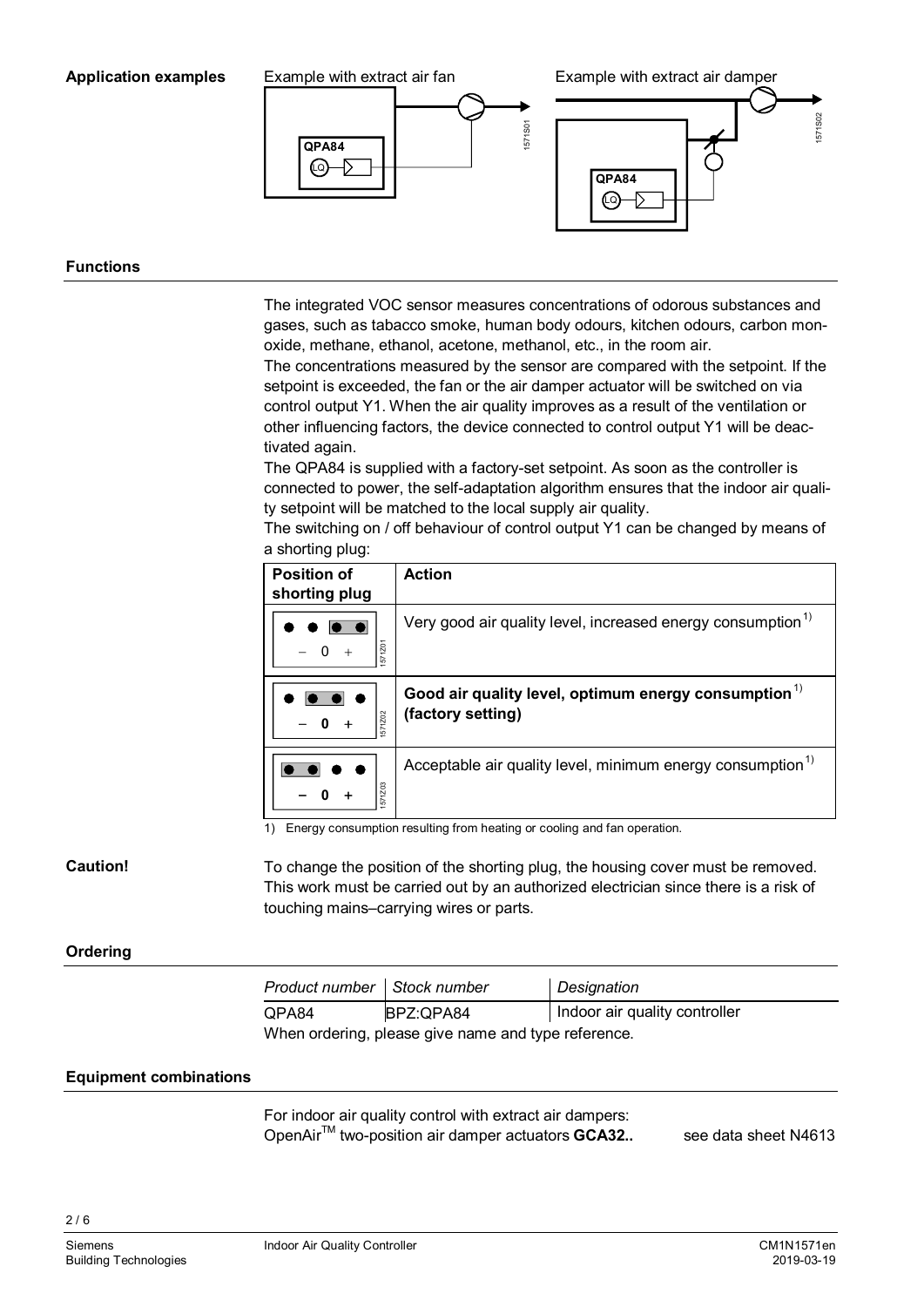## Application examples

Example with extract air fan

Example with extract air damper

## Functions

The integrated VOC sensor measures concentrations of odorous substances and gases, such as tabacco smoke, human body odours, kitchen odours, carbon monoxide, methane, ethanol, acetone, methanol, etc., in the room air.

The concentrations measured by the sensor are compared with the setpoint. If the setpoint is exceeded, the fan or the air damper actuator will be switched on via control output Y1. When the air quality improves as a result of the ventilation or other influencing factors, the device connected to control output Y1 will be deactivated again.

The QPA84 is supplied with a factory-set setpoint. As soon as the controller is connected to power, the self-adaptation algorithm ensures that the indoor air quality setpoint will be matched to the local supply air quality.

The switching on / off behaviour of control output Y1 can be changed by means of a shorting plug:

| Position of shorting plug | Action |
|---|---|
| + | Very good air quality level, increased energy consumption [1] |
| 0 | **Good air quality level, optimum energy consumption [1] (factory setting)** |
| − | Acceptable air quality level, minimum energy consumption [1] |

1) Energy consumption resulting from heating or cooling and fan operation.

**Caution!**

To change the position of the shorting plug, the housing cover must be removed. This work must be carried out by an authorized electrician since there is a risk of touching mains–carrying wires or parts.

## Ordering

| *Product number* | *Stock number* | *Designation* |
|---|---|---|
| QPA84 | BPZ:QPA84 | Indoor air quality controller |

When ordering, please give name and type reference.

## Equipment combinations

For indoor air quality control with extract air dampers:
OpenAir™ two-position air damper actuators **GCA32..** see data sheet N4613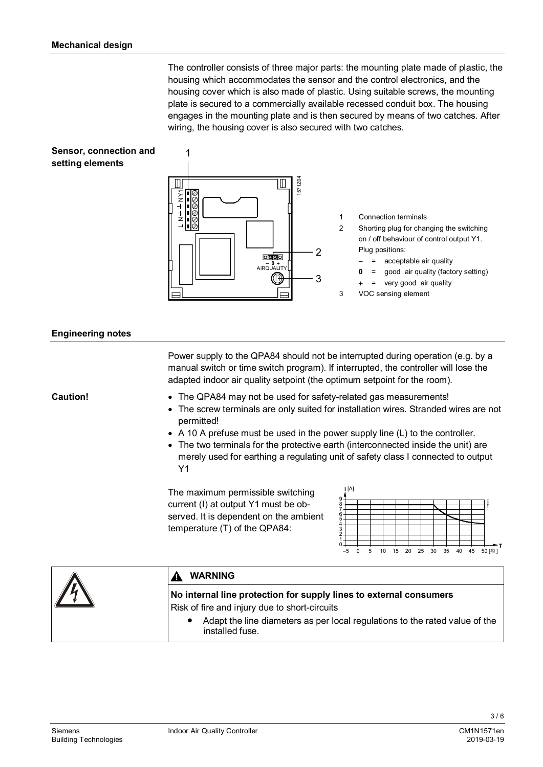## Mechanical design

The controller consists of three major parts: the mounting plate made of plastic, the housing which accommodates the sensor and the control electronics, and the housing cover which is also made of plastic. Using suitable screws, the mounting plate is secured to a commercially available recessed conduit box. The housing engages in the mounting plate and is then secured by means of two catches. After wiring, the housing cover is also secured with two catches.

### Sensor, connection and setting elements

1. Connection terminals
2. Shorting plug for changing the switching on / off behaviour of control output Y1. Plug positions:
   - – = acceptable air quality
   - **0** = good air quality (factory setting)
   - + = very good air quality
3. VOC sensing element

## Engineering notes

Power supply to the QPA84 should not be interrupted during operation (e.g. by a manual switch or time switch program). If interrupted, the controller will lose the adapted indoor air quality setpoint (the optimum setpoint for the room).

**Caution!**

- The QPA84 may not be used for safety-related gas measurements!
- The screw terminals are only suited for installation wires. Stranded wires are not permitted!
- A 10 A prefuse must be used in the power supply line (L) to the controller.
- The two terminals for the protective earth (interconnected inside the unit) are merely used for earthing a regulating unit of safety class I connected to output Y1

The maximum permissible switching current (I) at output Y1 must be observed. It is dependent on the ambient temperature (T) of the QPA84:

**WARNING**

**No internal line protection for supply lines to external consumers**

Risk of fire and injury due to short-circuits

- Adapt the line diameters as per local regulations to the rated value of the installed fuse.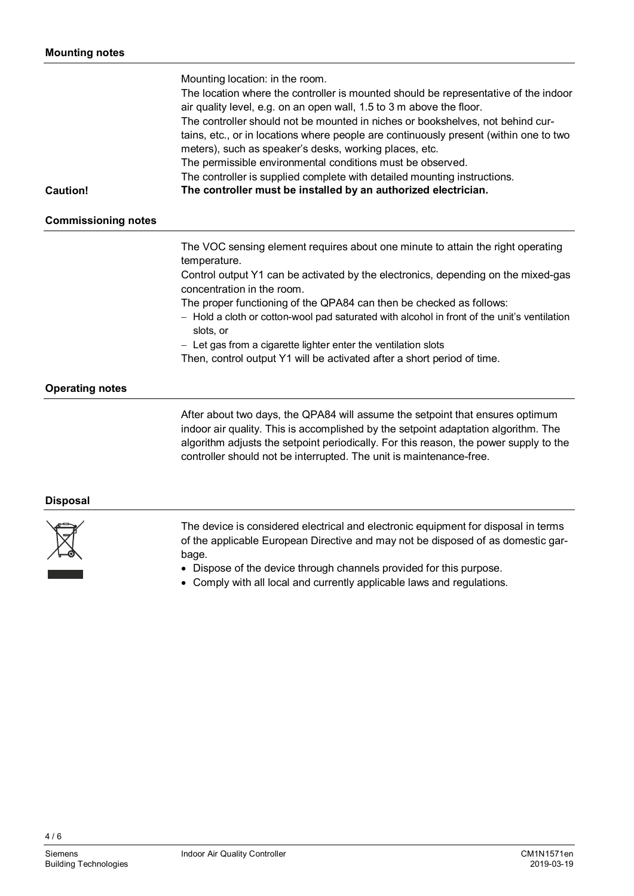## Mounting notes

Mounting location: in the room.
The location where the controller is mounted should be representative of the indoor air quality level, e.g. on an open wall, 1.5 to 3 m above the floor.
The controller should not be mounted in niches or bookshelves, not behind curtains, etc., or in locations where people are continuously present (within one to two meters), such as speaker's desks, working places, etc.
The permissible environmental conditions must be observed.
The controller is supplied complete with detailed mounting instructions.

**Caution!** **The controller must be installed by an authorized electrician.**

## Commissioning notes

The VOC sensing element requires about one minute to attain the right operating temperature.
Control output Y1 can be activated by the electronics, depending on the mixed-gas concentration in the room.
The proper functioning of the QPA84 can then be checked as follows:

- Hold a cloth or cotton-wool pad saturated with alcohol in front of the unit's ventilation slots, or
- Let gas from a cigarette lighter enter the ventilation slots

Then, control output Y1 will be activated after a short period of time.

## Operating notes

After about two days, the QPA84 will assume the setpoint that ensures optimum indoor air quality. This is accomplished by the setpoint adaptation algorithm. The algorithm adjusts the setpoint periodically. For this reason, the power supply to the controller should not be interrupted. The unit is maintenance-free.

## Disposal

The device is considered electrical and electronic equipment for disposal in terms of the applicable European Directive and may not be disposed of as domestic garbage.

- Dispose of the device through channels provided for this purpose.
- Comply with all local and currently applicable laws and regulations.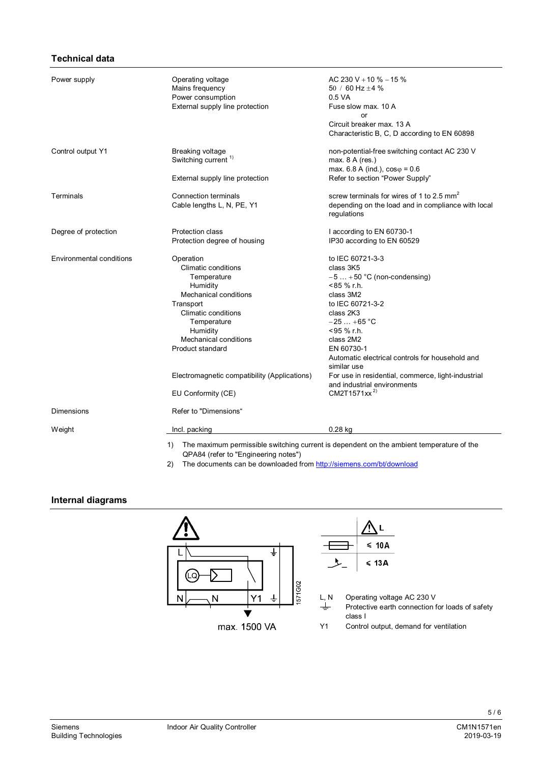## Technical data

| | | |
|---|---|---|
| Power supply | Operating voltage | AC 230 V +10 % −15 % |
| | Mains frequency | 50 / 60 Hz ±4 % |
| | Power consumption | 0.5 VA |
| | External supply line protection | Fuse slow max. 10 A<br>or<br>Circuit breaker max. 13 A<br>Characteristic B, C, D according to EN 60898 |
| Control output Y1 | Breaking voltage | non-potential-free switching contact AC 230 V |
| | Switching current [1] | max. 8 A (res.)<br>max. 6.8 A (ind.), cosφ = 0.6 |
| | External supply line protection | Refer to section "Power Supply" |
| Terminals | Connection terminals | screw terminals for wires of 1 to 2.5 $mm^2$ |
| | Cable lengths L, N, PE, Y1 | depending on the load and in compliance with local regulations |
| Degree of protection | Protection class | I according to EN 60730-1 |
| | Protection degree of housing | IP30 according to EN 60529 |
| Environmental conditions | Operation | to IEC 60721-3-3 |
| | Climatic conditions | class 3K5 |
| | Temperature | −5 … +50 °C (non-condensing) |
| | Humidity | <85 % r.h. |
| | Mechanical conditions | class 3M2 |
| | Transport | to IEC 60721-3-2 |
| | Climatic conditions | class 2K3 |
| | Temperature | −25 … +65 °C |
| | Humidity | <95 % r.h. |
| | Mechanical conditions | class 2M2 |
| | Product standard | EN 60730-1<br>Automatic electrical controls for household and similar use |
| | Electromagnetic compatibility (Applications) | For use in residential, commerce, light-industrial and industrial environments |
| | EU Conformity (CE) | CM2T1571xx [2] |
| Dimensions | Refer to "Dimensions" | |
| Weight | Incl. packing | 0.28 kg |

1) The maximum permissible switching current is dependent on the ambient temperature of the QPA84 (refer to "Engineering notes")
2) The documents can be downloaded from http://siemens.com/bt/download

## Internal diagrams

max. 1500 VA

| | L |
|---|---|
| Fuse | ≤ 10A |
| Circuit breaker | ≤ 13A |

| | |
|---|---|
| L, N | Operating voltage AC 230 V |
| ⏚ | Protective earth connection for loads of safety class I |
| Y1 | Control output, demand for ventilation |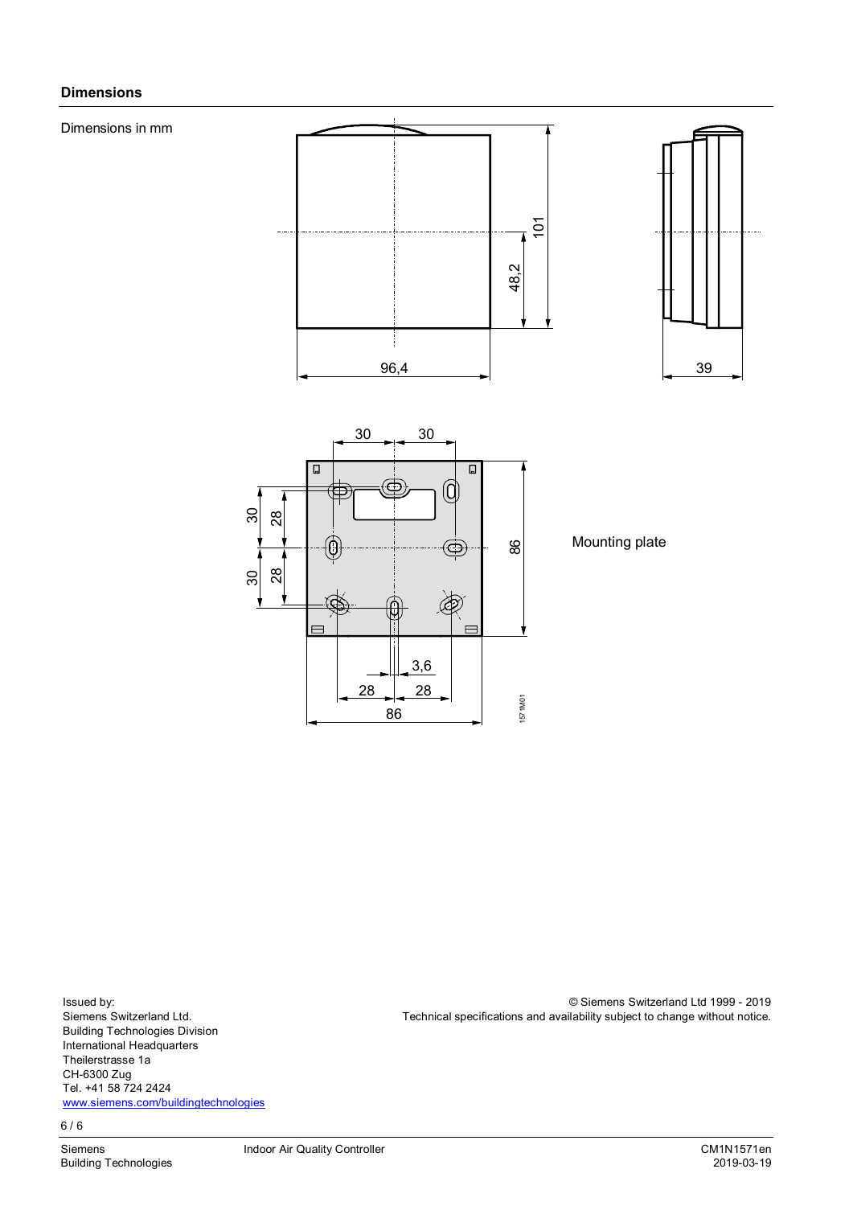## Dimensions

Dimensions in mm

101

48,2

96,4

39

30 30

30 28

30 28

86

Mounting plate

3,6

28 28

86

1571M01

Issued by:
Siemens Switzerland Ltd.
Building Technologies Division
International Headquarters
Theilerstrasse 1a
CH-6300 Zug
Tel. +41 58 724 2424
www.siemens.com/buildingtechnologies

© Siemens Switzerland Ltd 1999 - 2019
Technical specifications and availability subject to change without notice.